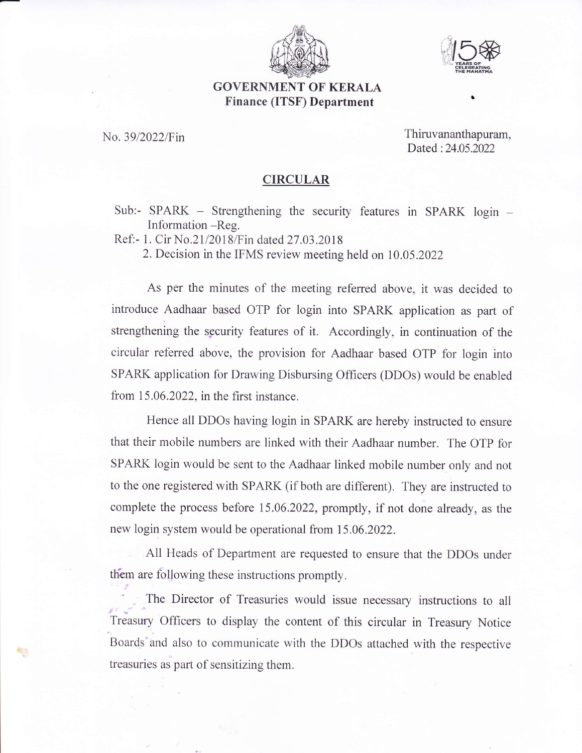**GOVERNMENT OF KERALA**
**Finance (ITSF) Department**

No. 39/2022/Fin

Thiruvananthapuram,
Dated : 24.05.2022

## CIRCULAR

Sub:- SPARK – Strengthening the security features in SPARK login – Information –Reg.

Ref:- 1. Cir No.21/2018/Fin dated 27.03.2018

2. Decision in the IFMS review meeting held on 10.05.2022

As per the minutes of the meeting referred above, it was decided to introduce Aadhaar based OTP for login into SPARK application as part of strengthening the security features of it. Accordingly, in continuation of the circular referred above, the provision for Aadhaar based OTP for login into SPARK application for Drawing Disbursing Officers (DDOs) would be enabled from 15.06.2022, in the first instance.

Hence all DDOs having login in SPARK are hereby instructed to ensure that their mobile numbers are linked with their Aadhaar number. The OTP for SPARK login would be sent to the Aadhaar linked mobile number only and not to the one registered with SPARK (if both are different). They are instructed to complete the process before 15.06.2022, promptly, if not done already, as the new login system would be operational from 15.06.2022.

All Heads of Department are requested to ensure that the DDOs under them are following these instructions promptly.

The Director of Treasuries would issue necessary instructions to all Treasury Officers to display the content of this circular in Treasury Notice Boards and also to communicate with the DDOs attached with the respective treasuries as part of sensitizing them.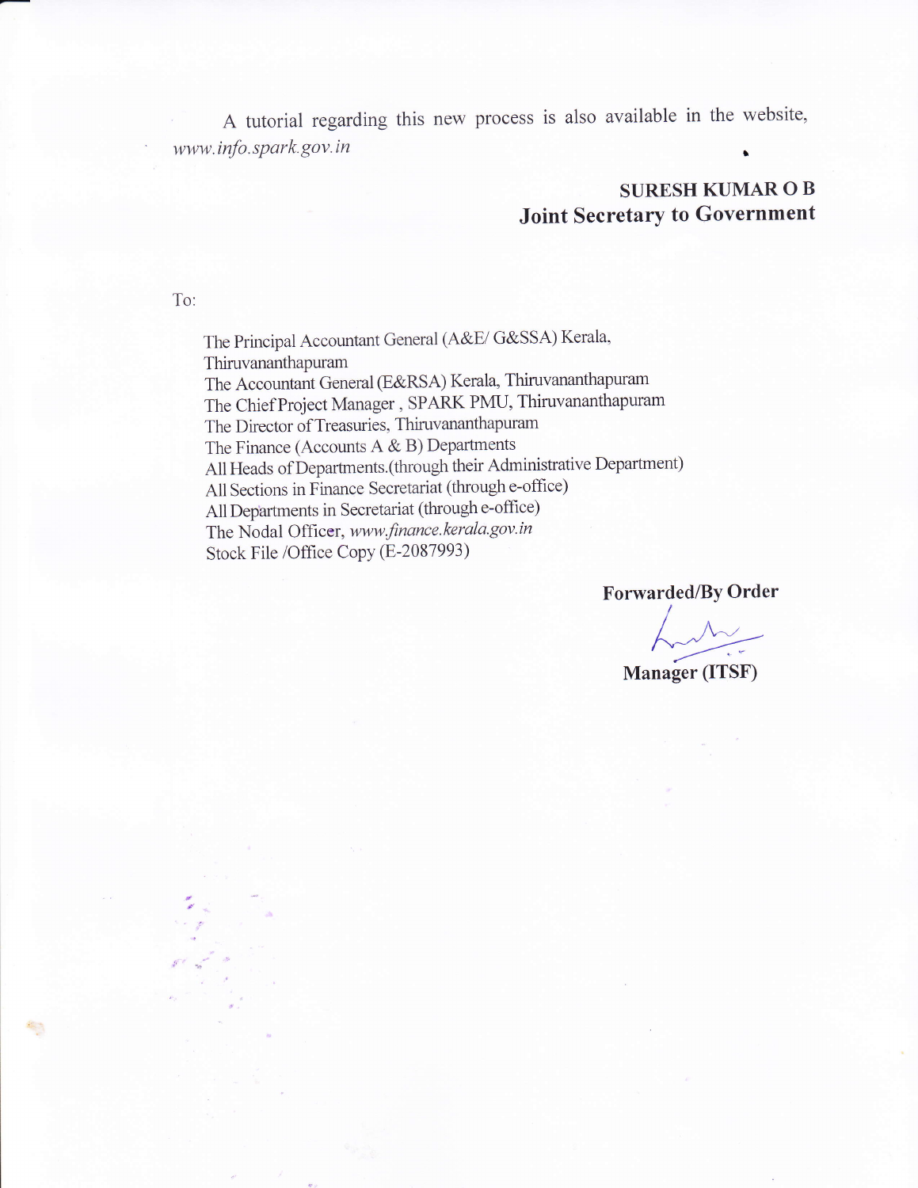A tutorial regarding this new process is also available in the website, *www.info.spark.gov.in*

**SURESH KUMAR O B**
**Joint Secretary to Government**

To:

The Principal Accountant General (A&E/ G&SSA) Kerala, Thiruvananthapuram
The Accountant General (E&RSA) Kerala, Thiruvananthapuram
The Chief Project Manager , SPARK PMU, Thiruvananthapuram
The Director of Treasuries, Thiruvananthapuram
The Finance (Accounts A & B) Departments
All Heads of Departments.(through their Administrative Department)
All Sections in Finance Secretariat (through e-office)
All Departments in Secretariat (through e-office)
The Nodal Officer, *www.finance.kerala.gov.in*
Stock File /Office Copy (E-2087993)

**Forwarded/By Order**

**Manager (ITSF)**